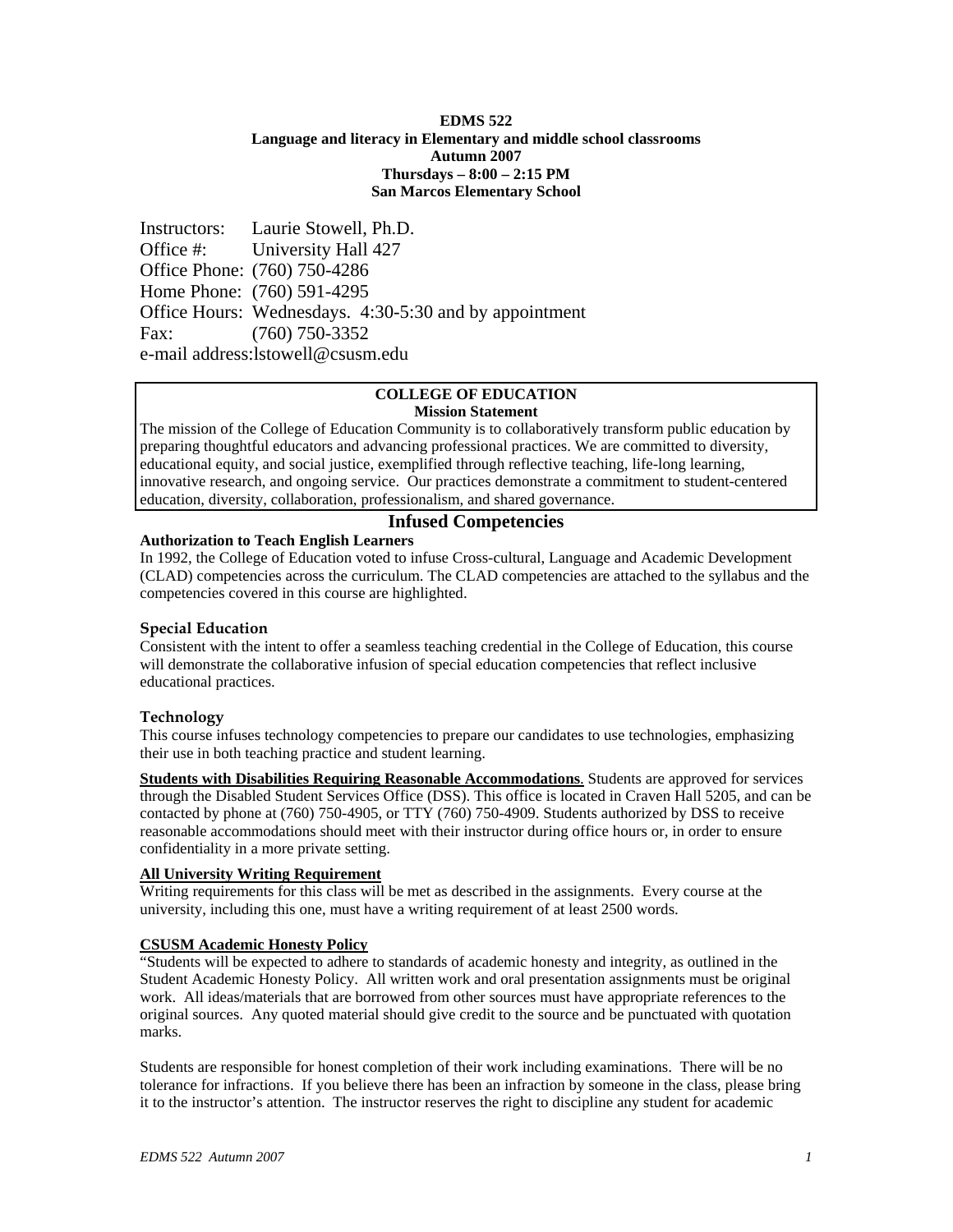**EDMS 522**
**Language and literacy in Elementary and middle school classrooms**
**Autumn 2007**
**Thursdays – 8:00 – 2:15 PM**
**San Marcos Elementary School**

Instructors: Laurie Stowell, Ph.D.
Office #: University Hall 427
Office Phone: (760) 750-4286
Home Phone: (760) 591-4295
Office Hours: Wednesdays. 4:30-5:30 and by appointment
Fax: (760) 750-3352
e-mail address:lstowell@csusm.edu

**COLLEGE OF EDUCATION**
**Mission Statement**

The mission of the College of Education Community is to collaboratively transform public education by preparing thoughtful educators and advancing professional practices. We are committed to diversity, educational equity, and social justice, exemplified through reflective teaching, life-long learning, innovative research, and ongoing service. Our practices demonstrate a commitment to student-centered education, diversity, collaboration, professionalism, and shared governance.

## Infused Competencies

**Authorization to Teach English Learners**

In 1992, the College of Education voted to infuse Cross-cultural, Language and Academic Development (CLAD) competencies across the curriculum. The CLAD competencies are attached to the syllabus and the competencies covered in this course are highlighted.

**Special Education**

Consistent with the intent to offer a seamless teaching credential in the College of Education, this course will demonstrate the collaborative infusion of special education competencies that reflect inclusive educational practices.

**Technology**

This course infuses technology competencies to prepare our candidates to use technologies, emphasizing their use in both teaching practice and student learning.

**Students with Disabilities Requiring Reasonable Accommodations**. Students are approved for services through the Disabled Student Services Office (DSS). This office is located in Craven Hall 5205, and can be contacted by phone at (760) 750-4905, or TTY (760) 750-4909. Students authorized by DSS to receive reasonable accommodations should meet with their instructor during office hours or, in order to ensure confidentiality in a more private setting.

**All University Writing Requirement**

Writing requirements for this class will be met as described in the assignments. Every course at the university, including this one, must have a writing requirement of at least 2500 words.

**CSUSM Academic Honesty Policy**

"Students will be expected to adhere to standards of academic honesty and integrity, as outlined in the Student Academic Honesty Policy. All written work and oral presentation assignments must be original work. All ideas/materials that are borrowed from other sources must have appropriate references to the original sources. Any quoted material should give credit to the source and be punctuated with quotation marks.

Students are responsible for honest completion of their work including examinations. There will be no tolerance for infractions. If you believe there has been an infraction by someone in the class, please bring it to the instructor's attention. The instructor reserves the right to discipline any student for academic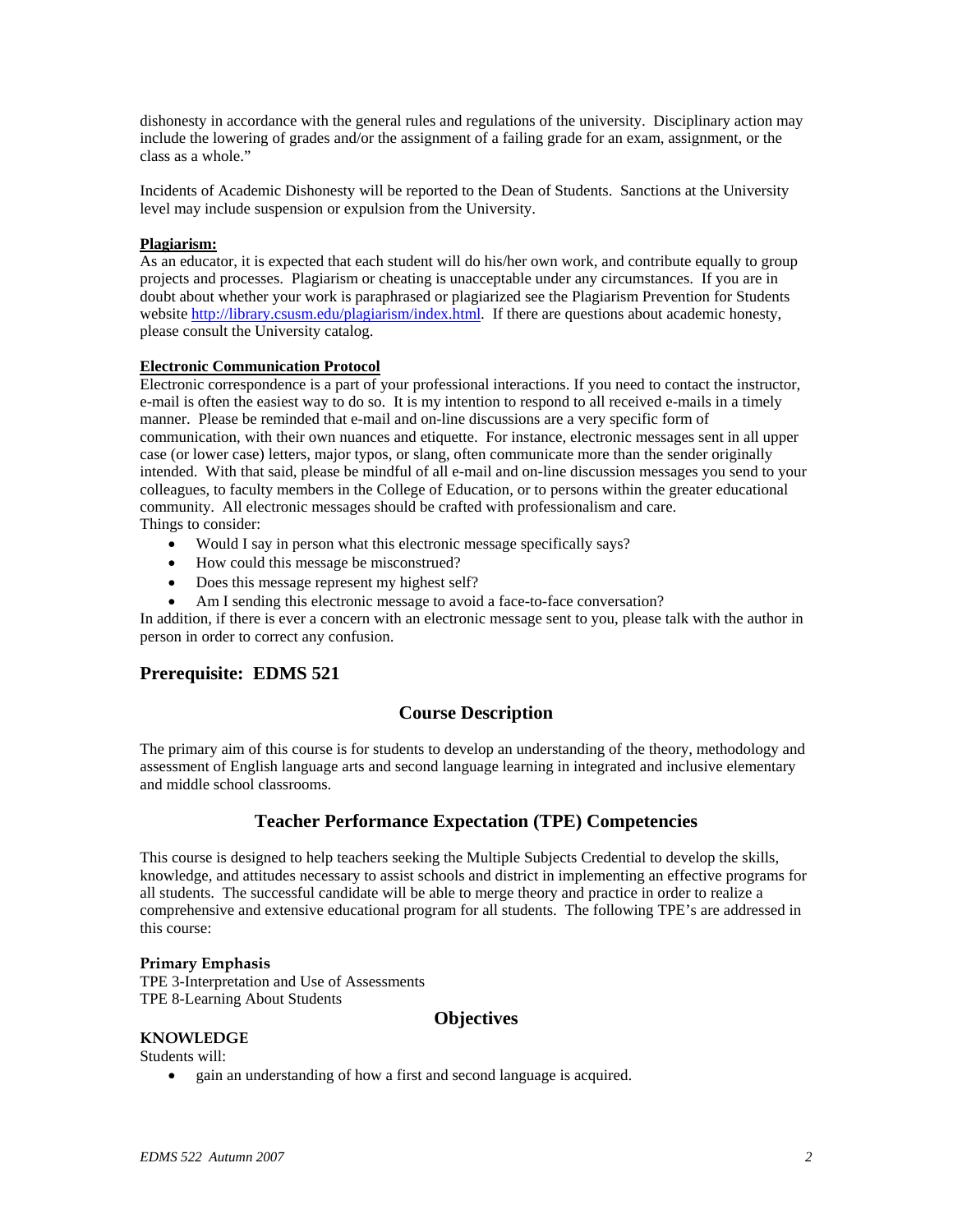dishonesty in accordance with the general rules and regulations of the university. Disciplinary action may include the lowering of grades and/or the assignment of a failing grade for an exam, assignment, or the class as a whole."

Incidents of Academic Dishonesty will be reported to the Dean of Students. Sanctions at the University level may include suspension or expulsion from the University.

**Plagiarism:**

As an educator, it is expected that each student will do his/her own work, and contribute equally to group projects and processes. Plagiarism or cheating is unacceptable under any circumstances. If you are in doubt about whether your work is paraphrased or plagiarized see the Plagiarism Prevention for Students website http://library.csusm.edu/plagiarism/index.html. If there are questions about academic honesty, please consult the University catalog.

**Electronic Communication Protocol**

Electronic correspondence is a part of your professional interactions. If you need to contact the instructor, e-mail is often the easiest way to do so. It is my intention to respond to all received e-mails in a timely manner. Please be reminded that e-mail and on-line discussions are a very specific form of communication, with their own nuances and etiquette. For instance, electronic messages sent in all upper case (or lower case) letters, major typos, or slang, often communicate more than the sender originally intended. With that said, please be mindful of all e-mail and on-line discussion messages you send to your colleagues, to faculty members in the College of Education, or to persons within the greater educational community. All electronic messages should be crafted with professionalism and care.

Things to consider:

- Would I say in person what this electronic message specifically says?
- How could this message be misconstrued?
- Does this message represent my highest self?
- Am I sending this electronic message to avoid a face-to-face conversation?

In addition, if there is ever a concern with an electronic message sent to you, please talk with the author in person in order to correct any confusion.

## Prerequisite: EDMS 521

## Course Description

The primary aim of this course is for students to develop an understanding of the theory, methodology and assessment of English language arts and second language learning in integrated and inclusive elementary and middle school classrooms.

## Teacher Performance Expectation (TPE) Competencies

This course is designed to help teachers seeking the Multiple Subjects Credential to develop the skills, knowledge, and attitudes necessary to assist schools and district in implementing an effective programs for all students. The successful candidate will be able to merge theory and practice in order to realize a comprehensive and extensive educational program for all students. The following TPE's are addressed in this course:

**Primary Emphasis**

TPE 3-Interpretation and Use of Assessments
TPE 8-Learning About Students

## Objectives

**KNOWLEDGE**

Students will:

- gain an understanding of how a first and second language is acquired.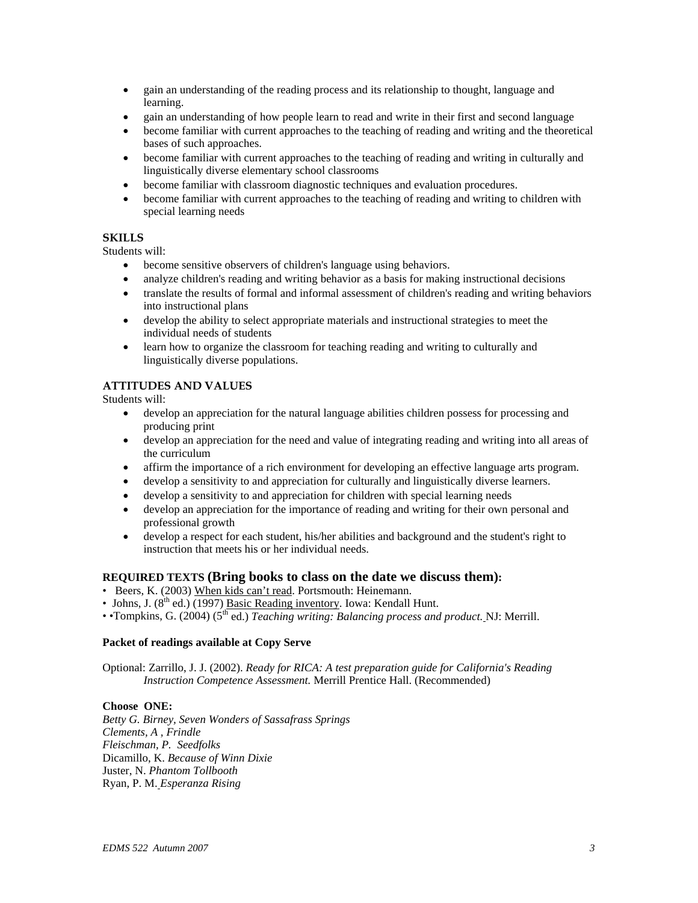- gain an understanding of the reading process and its relationship to thought, language and learning.
- gain an understanding of how people learn to read and write in their first and second language
- become familiar with current approaches to the teaching of reading and writing and the theoretical bases of such approaches.
- become familiar with current approaches to the teaching of reading and writing in culturally and linguistically diverse elementary school classrooms
- become familiar with classroom diagnostic techniques and evaluation procedures.
- become familiar with current approaches to the teaching of reading and writing to children with special learning needs

**SKILLS**

Students will:

- become sensitive observers of children's language using behaviors.
- analyze children's reading and writing behavior as a basis for making instructional decisions
- translate the results of formal and informal assessment of children's reading and writing behaviors into instructional plans
- develop the ability to select appropriate materials and instructional strategies to meet the individual needs of students
- learn how to organize the classroom for teaching reading and writing to culturally and linguistically diverse populations.

**ATTITUDES AND VALUES**

Students will:

- develop an appreciation for the natural language abilities children possess for processing and producing print
- develop an appreciation for the need and value of integrating reading and writing into all areas of the curriculum
- affirm the importance of a rich environment for developing an effective language arts program.
- develop a sensitivity to and appreciation for culturally and linguistically diverse learners.
- develop a sensitivity to and appreciation for children with special learning needs
- develop an appreciation for the importance of reading and writing for their own personal and professional growth
- develop a respect for each student, his/her abilities and background and the student's right to instruction that meets his or her individual needs.

**REQUIRED TEXTS (Bring books to class on the date we discuss them):**

- Beers, K. (2003) When kids can't read. Portsmouth: Heinemann.
- Johns, J. (8th ed.) (1997) Basic Reading inventory. Iowa: Kendall Hunt.
- •Tompkins, G. (2004) (5th ed.) *Teaching writing: Balancing process and product.* NJ: Merrill.

**Packet of readings available at Copy Serve**

Optional: Zarrillo, J. J. (2002). *Ready for RICA: A test preparation guide for California's Reading Instruction Competence Assessment.* Merrill Prentice Hall. (Recommended)

**Choose ONE:**

*Betty G. Birney, Seven Wonders of Sassafrass Springs*
*Clements, A , Frindle*
*Fleischman, P. Seedfolks*
Dicamillo, K. *Because of Winn Dixie*
Juster, N. *Phantom Tollbooth*
Ryan, P. M. *Esperanza Rising*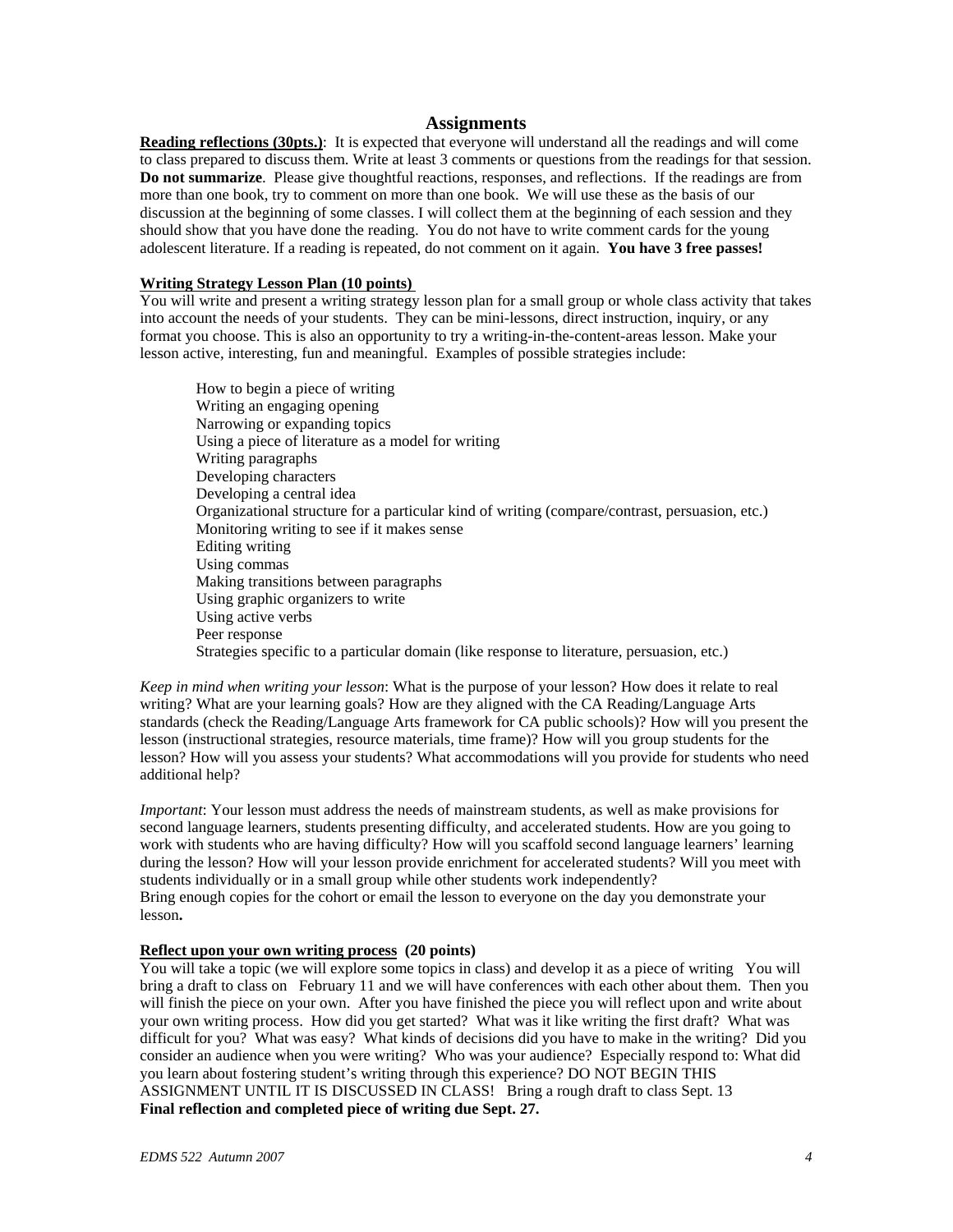## Assignments

**Reading reflections (30pts.)**: It is expected that everyone will understand all the readings and will come to class prepared to discuss them. Write at least 3 comments or questions from the readings for that session. **Do not summarize**. Please give thoughtful reactions, responses, and reflections. If the readings are from more than one book, try to comment on more than one book. We will use these as the basis of our discussion at the beginning of some classes. I will collect them at the beginning of each session and they should show that you have done the reading. You do not have to write comment cards for the young adolescent literature. If a reading is repeated, do not comment on it again. **You have 3 free passes!**

**Writing Strategy Lesson Plan (10 points)**

You will write and present a writing strategy lesson plan for a small group or whole class activity that takes into account the needs of your students. They can be mini-lessons, direct instruction, inquiry, or any format you choose. This is also an opportunity to try a writing-in-the-content-areas lesson. Make your lesson active, interesting, fun and meaningful. Examples of possible strategies include:

- How to begin a piece of writing
- Writing an engaging opening
- Narrowing or expanding topics
- Using a piece of literature as a model for writing
- Writing paragraphs
- Developing characters
- Developing a central idea
- Organizational structure for a particular kind of writing (compare/contrast, persuasion, etc.)
- Monitoring writing to see if it makes sense
- Editing writing
- Using commas
- Making transitions between paragraphs
- Using graphic organizers to write
- Using active verbs
- Peer response
- Strategies specific to a particular domain (like response to literature, persuasion, etc.)

*Keep in mind when writing your lesson*: What is the purpose of your lesson? How does it relate to real writing? What are your learning goals? How are they aligned with the CA Reading/Language Arts standards (check the Reading/Language Arts framework for CA public schools)? How will you present the lesson (instructional strategies, resource materials, time frame)? How will you group students for the lesson? How will you assess your students? What accommodations will you provide for students who need additional help?

*Important*: Your lesson must address the needs of mainstream students, as well as make provisions for second language learners, students presenting difficulty, and accelerated students. How are you going to work with students who are having difficulty? How will you scaffold second language learners' learning during the lesson? How will your lesson provide enrichment for accelerated students? Will you meet with students individually or in a small group while other students work independently?
Bring enough copies for the cohort or email the lesson to everyone on the day you demonstrate your lesson**.**

**Reflect upon your own writing process (20 points)**

You will take a topic (we will explore some topics in class) and develop it as a piece of writing You will bring a draft to class on February 11 and we will have conferences with each other about them. Then you will finish the piece on your own. After you have finished the piece you will reflect upon and write about your own writing process. How did you get started? What was it like writing the first draft? What was difficult for you? What was easy? What kinds of decisions did you have to make in the writing? Did you consider an audience when you were writing? Who was your audience? Especially respond to: What did you learn about fostering student's writing through this experience? DO NOT BEGIN THIS ASSIGNMENT UNTIL IT IS DISCUSSED IN CLASS! Bring a rough draft to class Sept. 13
**Final reflection and completed piece of writing due Sept. 27.**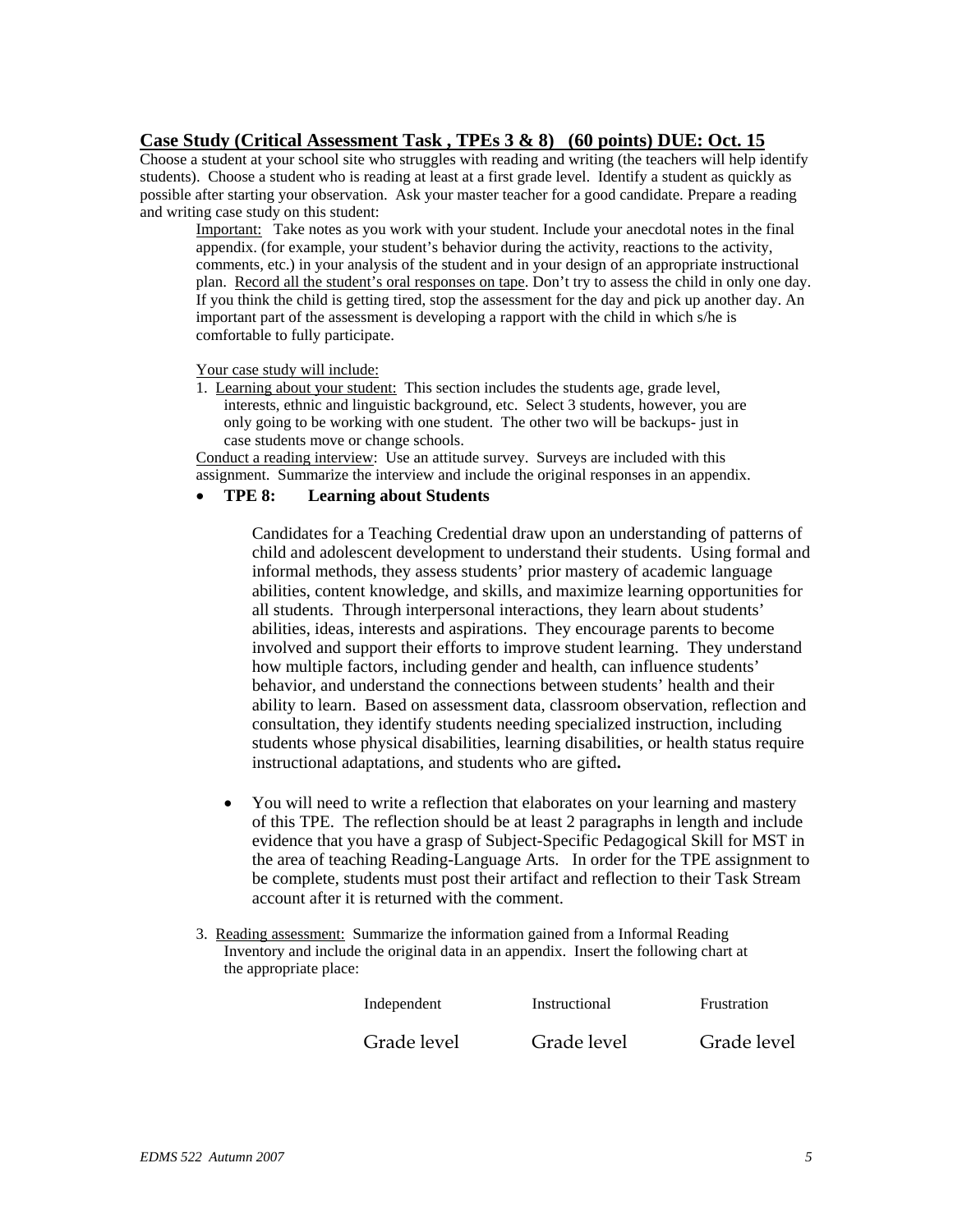## Case Study (Critical Assessment Task , TPEs 3 & 8) (60 points) DUE: Oct. 15

Choose a student at your school site who struggles with reading and writing (the teachers will help identify students). Choose a student who is reading at least at a first grade level. Identify a student as quickly as possible after starting your observation. Ask your master teacher for a good candidate. Prepare a reading and writing case study on this student:

Important: Take notes as you work with your student. Include your anecdotal notes in the final appendix. (for example, your student's behavior during the activity, reactions to the activity, comments, etc.) in your analysis of the student and in your design of an appropriate instructional plan. Record all the student's oral responses on tape. Don't try to assess the child in only one day. If you think the child is getting tired, stop the assessment for the day and pick up another day. An important part of the assessment is developing a rapport with the child in which s/he is comfortable to fully participate.

Your case study will include:

1. Learning about your student: This section includes the students age, grade level, interests, ethnic and linguistic background, etc. Select 3 students, however, you are only going to be working with one student. The other two will be backups- just in case students move or change schools.

Conduct a reading interview: Use an attitude survey. Surveys are included with this assignment. Summarize the interview and include the original responses in an appendix.

- **TPE 8: Learning about Students**

  Candidates for a Teaching Credential draw upon an understanding of patterns of child and adolescent development to understand their students. Using formal and informal methods, they assess students' prior mastery of academic language abilities, content knowledge, and skills, and maximize learning opportunities for all students. Through interpersonal interactions, they learn about students' abilities, ideas, interests and aspirations. They encourage parents to become involved and support their efforts to improve student learning. They understand how multiple factors, including gender and health, can influence students' behavior, and understand the connections between students' health and their ability to learn. Based on assessment data, classroom observation, reflection and consultation, they identify students needing specialized instruction, including students whose physical disabilities, learning disabilities, or health status require instructional adaptations, and students who are gifted**.**

  - You will need to write a reflection that elaborates on your learning and mastery of this TPE. The reflection should be at least 2 paragraphs in length and include evidence that you have a grasp of Subject-Specific Pedagogical Skill for MST in the area of teaching Reading-Language Arts. In order for the TPE assignment to be complete, students must post their artifact and reflection to their Task Stream account after it is returned with the comment.

3. Reading assessment: Summarize the information gained from a Informal Reading Inventory and include the original data in an appendix. Insert the following chart at the appropriate place:

| Independent | Instructional | Frustration |
|---|---|---|
| Grade level | Grade level | Grade level |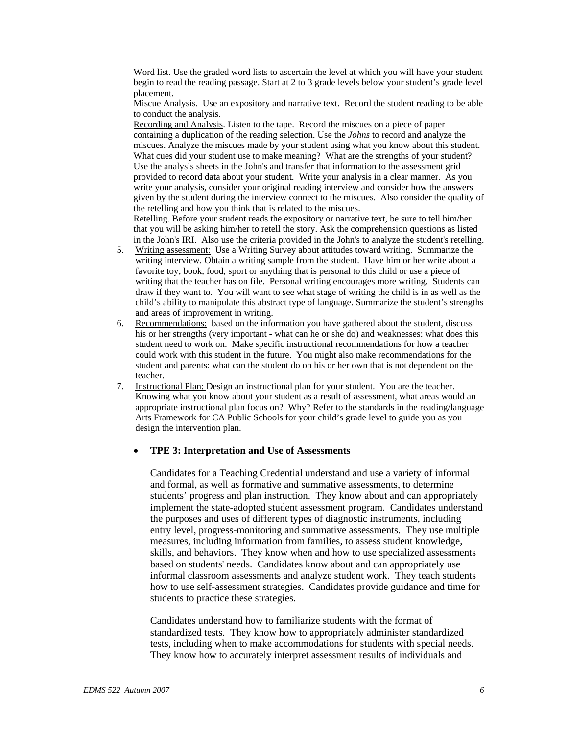Word list. Use the graded word lists to ascertain the level at which you will have your student begin to read the reading passage. Start at 2 to 3 grade levels below your student's grade level placement.

Miscue Analysis. Use an expository and narrative text. Record the student reading to be able to conduct the analysis.

Recording and Analysis. Listen to the tape. Record the miscues on a piece of paper containing a duplication of the reading selection. Use the *Johns* to record and analyze the miscues. Analyze the miscues made by your student using what you know about this student. What cues did your student use to make meaning? What are the strengths of your student? Use the analysis sheets in the John's and transfer that information to the assessment grid provided to record data about your student. Write your analysis in a clear manner. As you write your analysis, consider your original reading interview and consider how the answers given by the student during the interview connect to the miscues. Also consider the quality of the retelling and how you think that is related to the miscues.

Retelling. Before your student reads the expository or narrative text, be sure to tell him/her that you will be asking him/her to retell the story. Ask the comprehension questions as listed in the John's IRI. Also use the criteria provided in the John's to analyze the student's retelling.

5. Writing assessment: Use a Writing Survey about attitudes toward writing. Summarize the writing interview. Obtain a writing sample from the student. Have him or her write about a favorite toy, book, food, sport or anything that is personal to this child or use a piece of writing that the teacher has on file. Personal writing encourages more writing. Students can draw if they want to. You will want to see what stage of writing the child is in as well as the child's ability to manipulate this abstract type of language. Summarize the student's strengths and areas of improvement in writing.
6. Recommendations: based on the information you have gathered about the student, discuss his or her strengths (very important - what can he or she do) and weaknesses: what does this student need to work on. Make specific instructional recommendations for how a teacher could work with this student in the future. You might also make recommendations for the student and parents: what can the student do on his or her own that is not dependent on the teacher.
7. Instructional Plan: Design an instructional plan for your student. You are the teacher. Knowing what you know about your student as a result of assessment, what areas would an appropriate instructional plan focus on? Why? Refer to the standards in the reading/language Arts Framework for CA Public Schools for your child's grade level to guide you as you design the intervention plan.

- **TPE 3: Interpretation and Use of Assessments**

  Candidates for a Teaching Credential understand and use a variety of informal and formal, as well as formative and summative assessments, to determine students' progress and plan instruction. They know about and can appropriately implement the state-adopted student assessment program. Candidates understand the purposes and uses of different types of diagnostic instruments, including entry level, progress-monitoring and summative assessments. They use multiple measures, including information from families, to assess student knowledge, skills, and behaviors. They know when and how to use specialized assessments based on students' needs. Candidates know about and can appropriately use informal classroom assessments and analyze student work. They teach students how to use self-assessment strategies. Candidates provide guidance and time for students to practice these strategies.

  Candidates understand how to familiarize students with the format of standardized tests. They know how to appropriately administer standardized tests, including when to make accommodations for students with special needs. They know how to accurately interpret assessment results of individuals and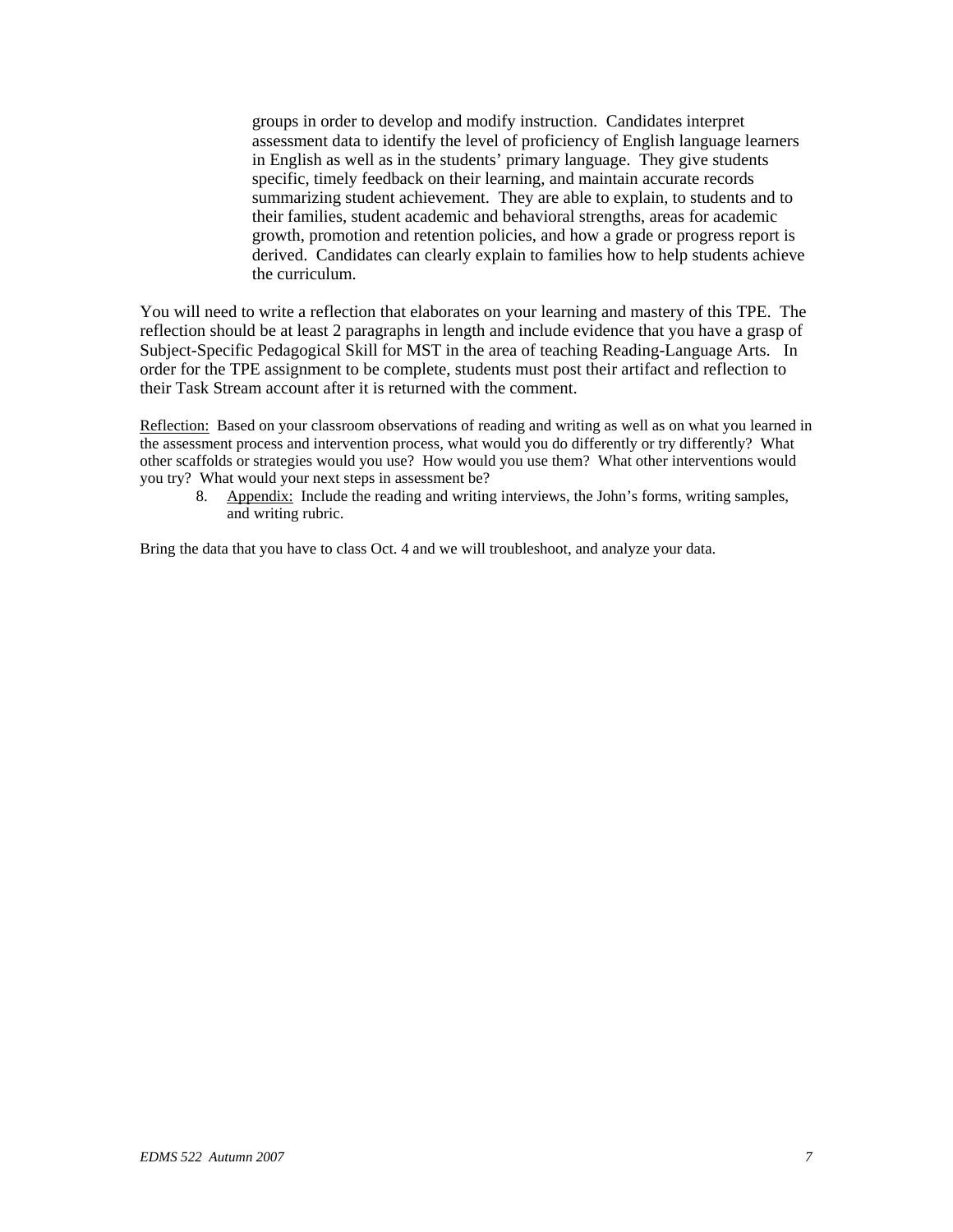> groups in order to develop and modify instruction. Candidates interpret assessment data to identify the level of proficiency of English language learners in English as well as in the students' primary language. They give students specific, timely feedback on their learning, and maintain accurate records summarizing student achievement. They are able to explain, to students and to their families, student academic and behavioral strengths, areas for academic growth, promotion and retention policies, and how a grade or progress report is derived. Candidates can clearly explain to families how to help students achieve the curriculum.

You will need to write a reflection that elaborates on your learning and mastery of this TPE. The reflection should be at least 2 paragraphs in length and include evidence that you have a grasp of Subject-Specific Pedagogical Skill for MST in the area of teaching Reading-Language Arts. In order for the TPE assignment to be complete, students must post their artifact and reflection to their Task Stream account after it is returned with the comment.

<u>Reflection:</u> Based on your classroom observations of reading and writing as well as on what you learned in the assessment process and intervention process, what would you do differently or try differently? What other scaffolds or strategies would you use? How would you use them? What other interventions would you try? What would your next steps in assessment be?

8. <u>Appendix:</u> Include the reading and writing interviews, the John's forms, writing samples, and writing rubric.

Bring the data that you have to class Oct. 4 and we will troubleshoot, and analyze your data.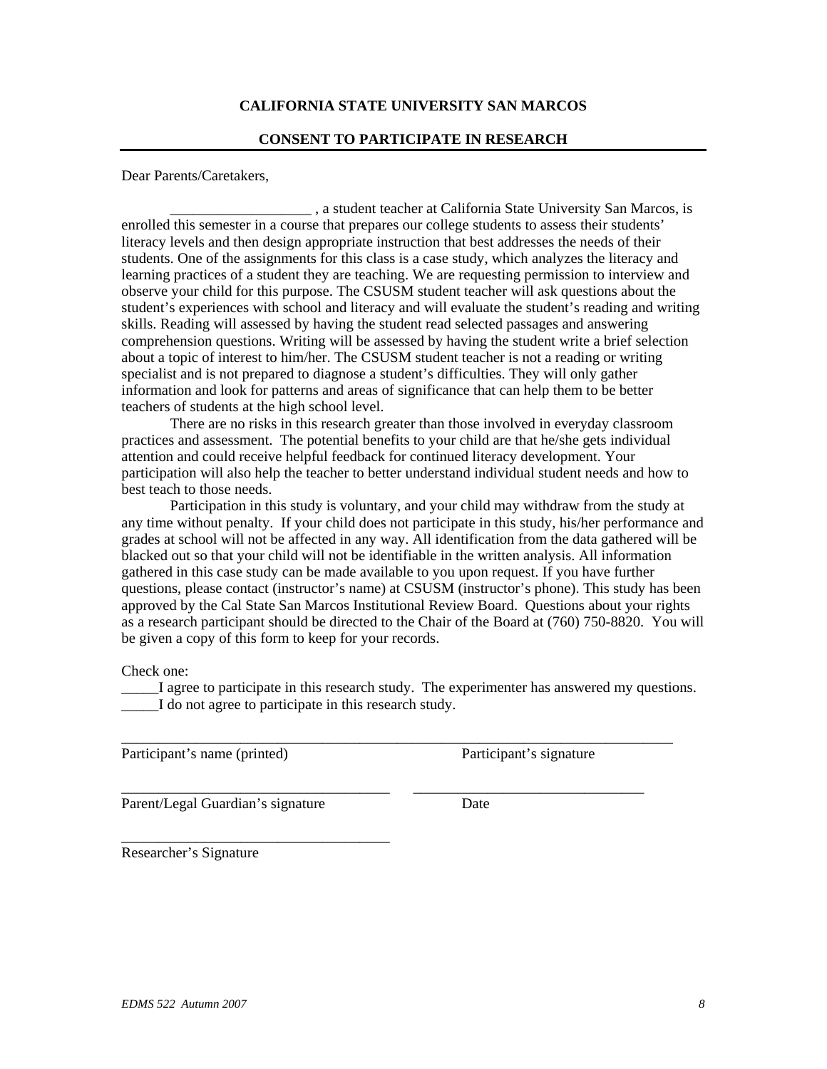**CALIFORNIA STATE UNIVERSITY SAN MARCOS**

**CONSENT TO PARTICIPATE IN RESEARCH**

---

Dear Parents/Caretakers,

\_\_\_\_\_\_\_\_\_\_\_\_\_\_\_\_\_\_\_ , a student teacher at California State University San Marcos, is enrolled this semester in a course that prepares our college students to assess their students' literacy levels and then design appropriate instruction that best addresses the needs of their students. One of the assignments for this class is a case study, which analyzes the literacy and learning practices of a student they are teaching. We are requesting permission to interview and observe your child for this purpose. The CSUSM student teacher will ask questions about the student's experiences with school and literacy and will evaluate the student's reading and writing skills. Reading will assessed by having the student read selected passages and answering comprehension questions. Writing will be assessed by having the student write a brief selection about a topic of interest to him/her. The CSUSM student teacher is not a reading or writing specialist and is not prepared to diagnose a student's difficulties. They will only gather information and look for patterns and areas of significance that can help them to be better teachers of students at the high school level.

There are no risks in this research greater than those involved in everyday classroom practices and assessment. The potential benefits to your child are that he/she gets individual attention and could receive helpful feedback for continued literacy development. Your participation will also help the teacher to better understand individual student needs and how to best teach to those needs.

Participation in this study is voluntary, and your child may withdraw from the study at any time without penalty. If your child does not participate in this study, his/her performance and grades at school will not be affected in any way. All identification from the data gathered will be blacked out so that your child will not be identifiable in the written analysis. All information gathered in this case study can be made available to you upon request. If you have further questions, please contact (instructor's name) at CSUSM (instructor's phone). This study has been approved by the Cal State San Marcos Institutional Review Board. Questions about your rights as a research participant should be directed to the Chair of the Board at (760) 750-8820. You will be given a copy of this form to keep for your records.

Check one:

\_\_\_\_\_I agree to participate in this research study. The experimenter has answered my questions.
\_\_\_\_\_I do not agree to participate in this research study.

\_\_\_\_\_\_\_\_\_\_\_\_\_\_\_\_\_\_\_\_\_\_\_\_\_\_\_\_\_\_\_\_\_\_\_\_\_\_\_\_\_\_\_\_\_\_\_\_\_\_\_\_\_\_\_\_\_\_\_\_\_\_\_\_\_\_\_\_\_\_\_\_\_\_\_\_
Participant's name (printed) Participant's signature

\_\_\_\_\_\_\_\_\_\_\_\_\_\_\_\_\_\_\_\_\_\_\_\_\_\_\_\_\_\_\_\_\_\_\_\_\_\_ \_\_\_\_\_\_\_\_\_\_\_\_\_\_\_\_\_\_\_\_\_\_\_\_\_\_\_\_\_\_\_\_
Parent/Legal Guardian's signature Date

\_\_\_\_\_\_\_\_\_\_\_\_\_\_\_\_\_\_\_\_\_\_\_\_\_\_\_\_\_\_\_\_\_\_\_\_\_\_
Researcher's Signature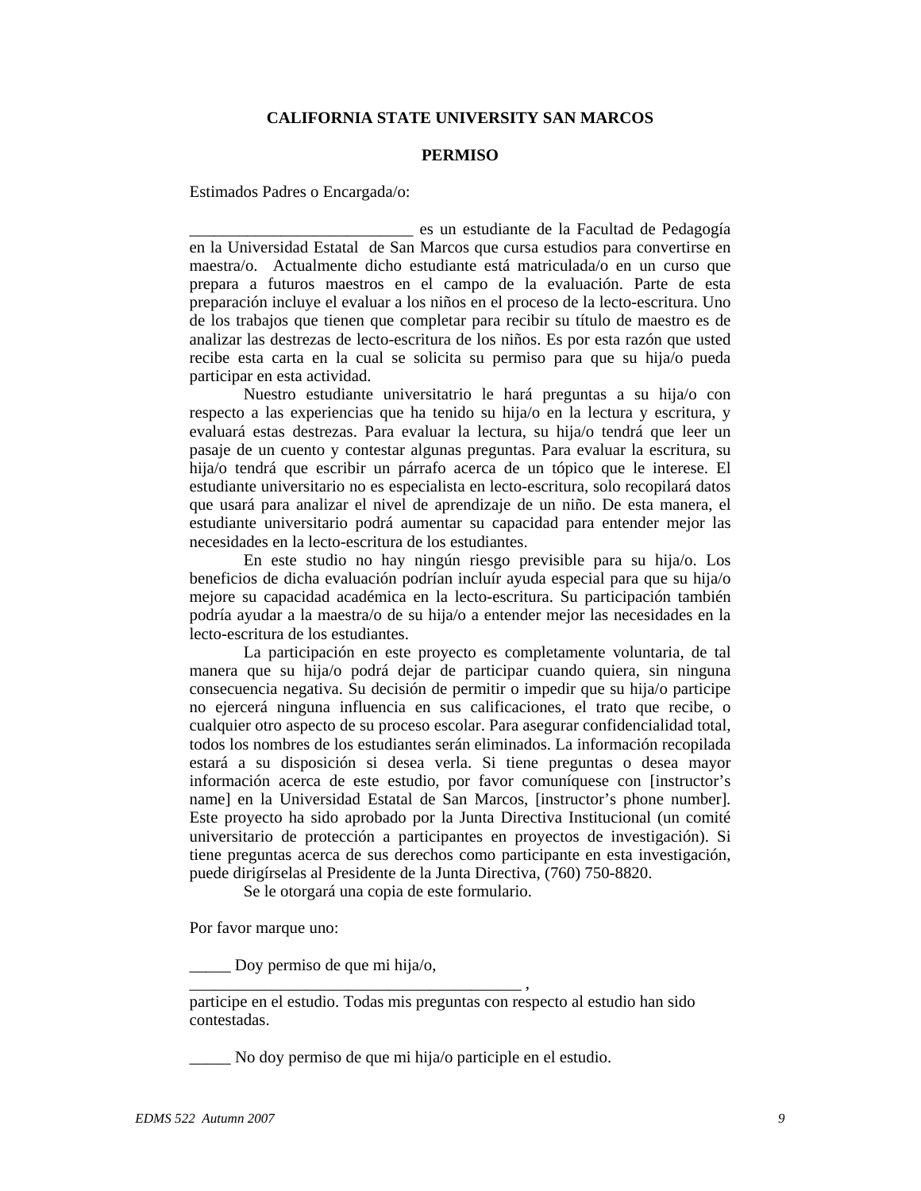**CALIFORNIA STATE UNIVERSITY SAN MARCOS**

**PERMISO**

Estimados Padres o Encargada/o:

___________________________ es un estudiante de la Facultad de Pedagogía en la Universidad Estatal de San Marcos que cursa estudios para convertirse en maestra/o. Actualmente dicho estudiante está matriculada/o en un curso que prepara a futuros maestros en el campo de la evaluación. Parte de esta preparación incluye el evaluar a los niños en el proceso de la lecto-escritura. Uno de los trabajos que tienen que completar para recibir su título de maestro es de analizar las destrezas de lecto-escritura de los niños. Es por esta razón que usted recibe esta carta en la cual se solicita su permiso para que su hija/o pueda participar en esta actividad.

Nuestro estudiante universitatrio le hará preguntas a su hija/o con respecto a las experiencias que ha tenido su hija/o en la lectura y escritura, y evaluará estas destrezas. Para evaluar la lectura, su hija/o tendrá que leer un pasaje de un cuento y contestar algunas preguntas. Para evaluar la escritura, su hija/o tendrá que escribir un párrafo acerca de un tópico que le interese. El estudiante universitario no es especialista en lecto-escritura, solo recopilará datos que usará para analizar el nivel de aprendizaje de un niño. De esta manera, el estudiante universitario podrá aumentar su capacidad para entender mejor las necesidades en la lecto-escritura de los estudiantes.

En este studio no hay ningún riesgo previsible para su hija/o. Los beneficios de dicha evaluación podrían incluír ayuda especial para que su hija/o mejore su capacidad académica en la lecto-escritura. Su participación también podría ayudar a la maestra/o de su hija/o a entender mejor las necesidades en la lecto-escritura de los estudiantes.

La participación en este proyecto es completamente voluntaria, de tal manera que su hija/o podrá dejar de participar cuando quiera, sin ninguna consecuencia negativa. Su decisión de permitir o impedir que su hija/o participe no ejercerá ninguna influencia en sus calificaciones, el trato que recibe, o cualquier otro aspecto de su proceso escolar. Para asegurar confidencialidad total, todos los nombres de los estudiantes serán eliminados. La información recopilada estará a su disposición si desea verla. Si tiene preguntas o desea mayor información acerca de este estudio, por favor comuníquese con [instructor's name] en la Universidad Estatal de San Marcos, [instructor's phone number]. Este proyecto ha sido aprobado por la Junta Directiva Institucional (un comité universitario de protección a participantes en proyectos de investigación). Si tiene preguntas acerca de sus derechos como participante en esta investigación, puede dirigírselas al Presidente de la Junta Directiva, (760) 750-8820.

Se le otorgará una copia de este formulario.

Por favor marque uno:

_____ Doy permiso de que mi hija/o, ________________________________________ , participe en el estudio. Todas mis preguntas con respecto al estudio han sido contestadas.

_____ No doy permiso de que mi hija/o participle en el estudio.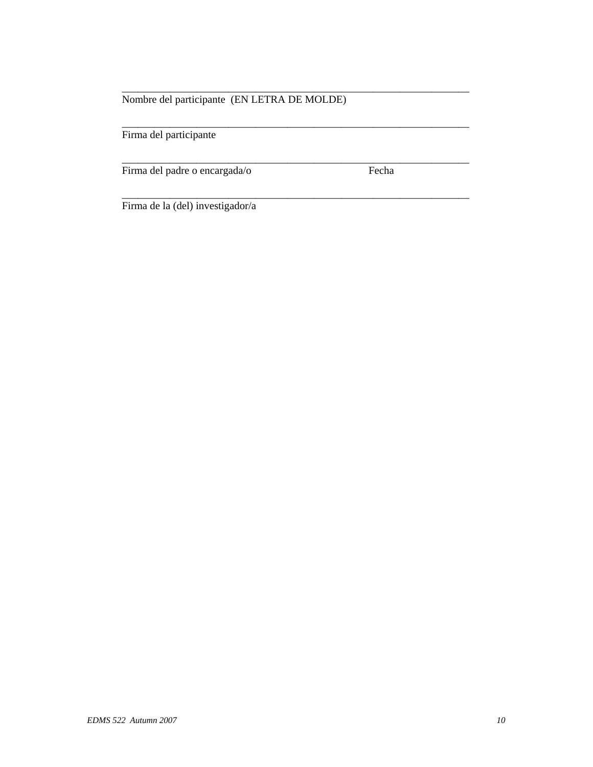\_\_\_\_\_\_\_\_\_\_\_\_\_\_\_\_\_\_\_\_\_\_\_\_\_\_\_\_\_\_\_\_\_\_\_\_\_\_\_\_\_\_\_\_\_\_\_\_\_\_\_\_\_\_\_\_\_\_\_\_\_\_\_\_\_\_
Nombre del participante (EN LETRA DE MOLDE)

\_\_\_\_\_\_\_\_\_\_\_\_\_\_\_\_\_\_\_\_\_\_\_\_\_\_\_\_\_\_\_\_\_\_\_\_\_\_\_\_\_\_\_\_\_\_\_\_\_\_\_\_\_\_\_\_\_\_\_\_\_\_\_\_\_\_
Firma del participante

\_\_\_\_\_\_\_\_\_\_\_\_\_\_\_\_\_\_\_\_\_\_\_\_\_\_\_\_\_\_\_\_\_\_\_\_\_\_\_\_\_\_\_\_\_\_\_\_\_\_\_\_\_\_\_\_\_\_\_\_\_\_\_\_\_\_
Firma del padre o encargada/o                                        Fecha

\_\_\_\_\_\_\_\_\_\_\_\_\_\_\_\_\_\_\_\_\_\_\_\_\_\_\_\_\_\_\_\_\_\_\_\_\_\_\_\_\_\_\_\_\_\_\_\_\_\_\_\_\_\_\_\_\_\_\_\_\_\_\_\_\_\_
Firma de la (del) investigador/a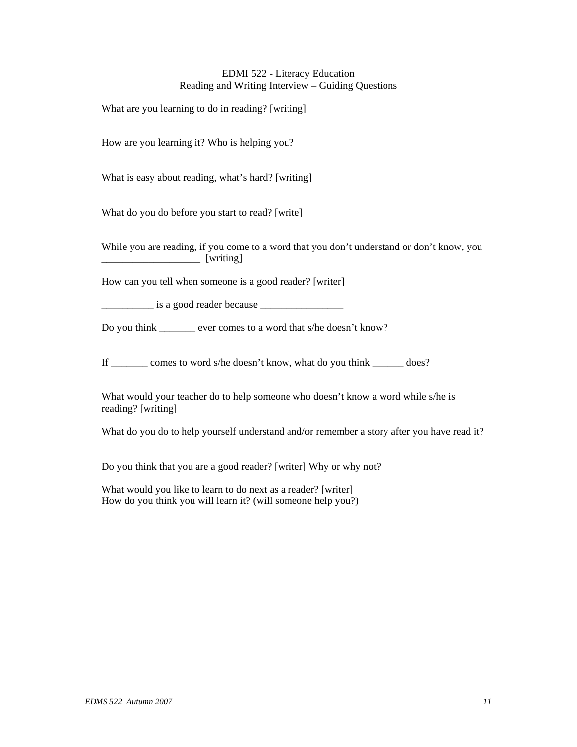EDMI 522 - Literacy Education
Reading and Writing Interview – Guiding Questions

What are you learning to do in reading? [writing]

How are you learning it? Who is helping you?

What is easy about reading, what's hard? [writing]

What do you do before you start to read? [write]

While you are reading, if you come to a word that you don't understand or don't know, you ___________________ [writing]

How can you tell when someone is a good reader? [writer]

__________ is a good reader because ________________

Do you think _______ ever comes to a word that s/he doesn't know?

If _______ comes to word s/he doesn't know, what do you think ______ does?

What would your teacher do to help someone who doesn't know a word while s/he is reading? [writing]

What do you do to help yourself understand and/or remember a story after you have read it?

Do you think that you are a good reader? [writer] Why or why not?

What would you like to learn to do next as a reader? [writer]
How do you think you will learn it? (will someone help you?)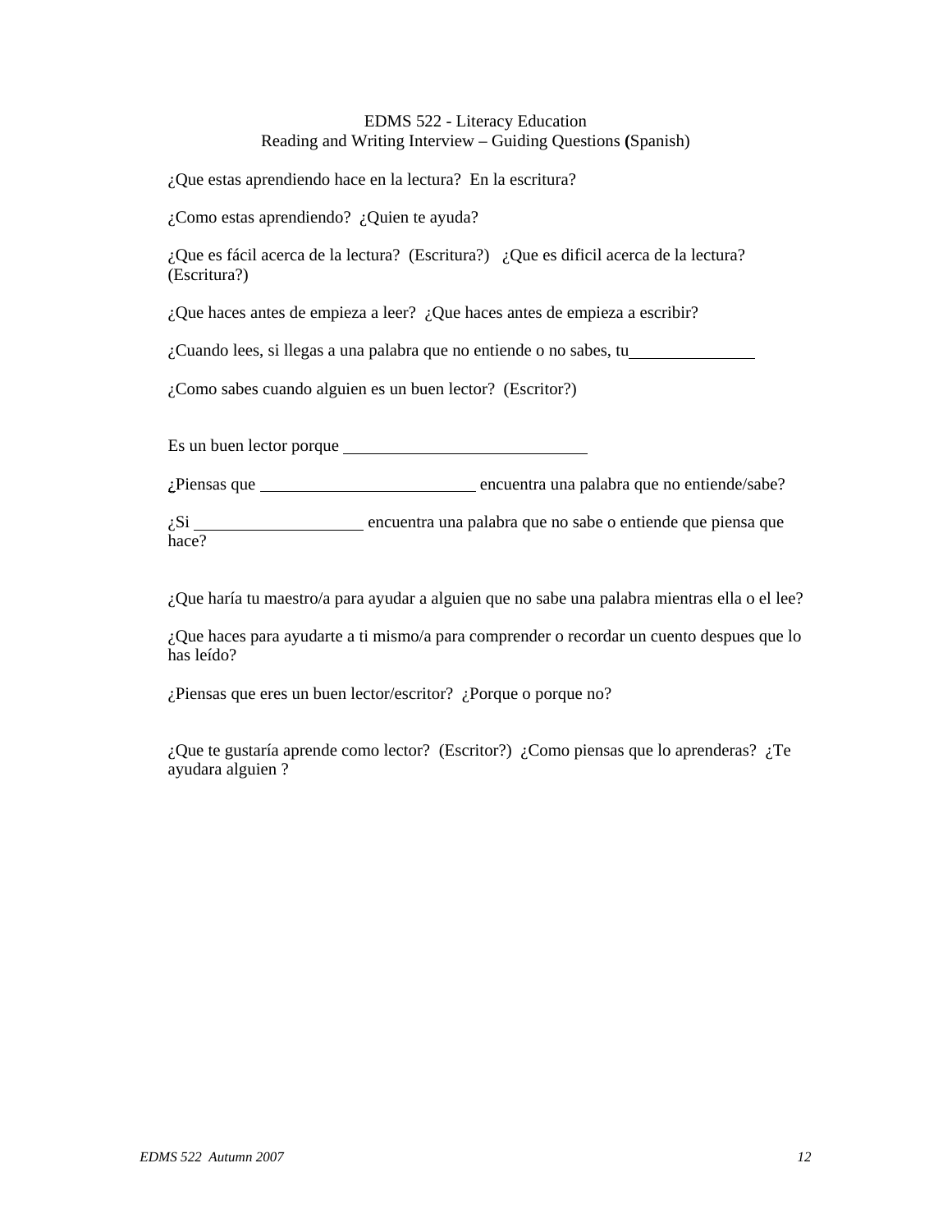EDMS 522 - Literacy Education
Reading and Writing Interview – Guiding Questions (Spanish)

¿Que estas aprendiendo hace en la lectura? En la escritura?

¿Como estas aprendiendo? ¿Quien te ayuda?

¿Que es fácil acerca de la lectura? (Escritura?) ¿Que es dificil acerca de la lectura? (Escritura?)

¿Que haces antes de empieza a leer? ¿Que haces antes de empieza a escribir?

¿Cuando lees, si llegas a una palabra que no entiende o no sabes, tu_______________

¿Como sabes cuando alguien es un buen lector? (Escritor?)

Es un buen lector porque ______________________________

¿Piensas que __________________________ encuentra una palabra que no entiende/sabe?

¿Si ____________________ encuentra una palabra que no sabe o entiende que piensa que hace?

¿Que haría tu maestro/a para ayudar a alguien que no sabe una palabra mientras ella o el lee?

¿Que haces para ayudarte a ti mismo/a para comprender o recordar un cuento despues que lo has leído?

¿Piensas que eres un buen lector/escritor? ¿Porque o porque no?

¿Que te gustaría aprende como lector? (Escritor?) ¿Como piensas que lo aprenderas? ¿Te ayudara alguien ?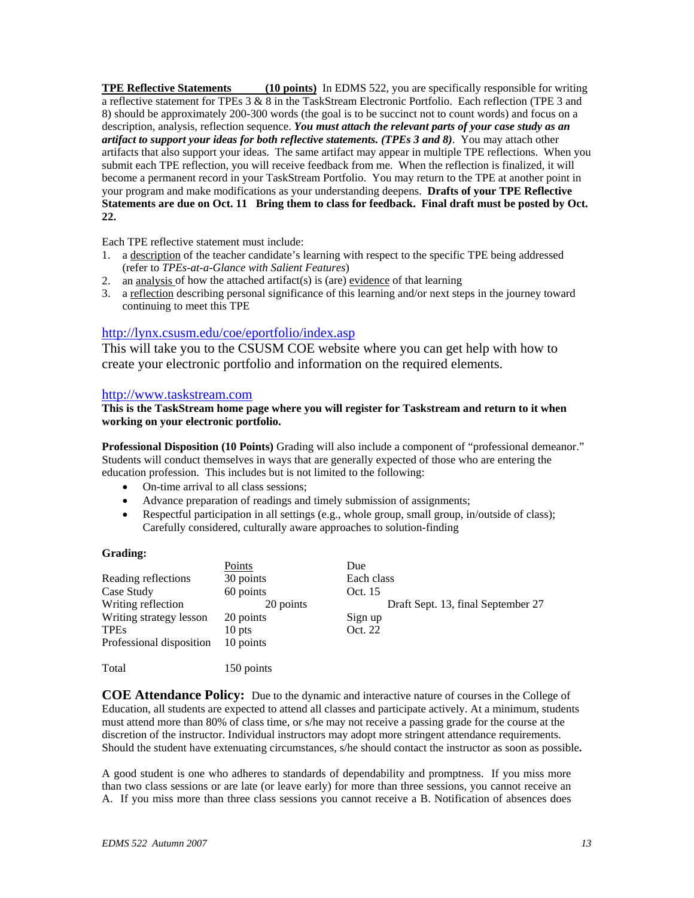**TPE Reflective Statements (10 points)** In EDMS 522, you are specifically responsible for writing a reflective statement for TPEs 3 & 8 in the TaskStream Electronic Portfolio. Each reflection (TPE 3 and 8) should be approximately 200-300 words (the goal is to be succinct not to count words) and focus on a description, analysis, reflection sequence. ***You must attach the relevant parts of your case study as an artifact to support your ideas for both reflective statements. (TPEs 3 and 8)***. You may attach other artifacts that also support your ideas. The same artifact may appear in multiple TPE reflections. When you submit each TPE reflection, you will receive feedback from me. When the reflection is finalized, it will become a permanent record in your TaskStream Portfolio. You may return to the TPE at another point in your program and make modifications as your understanding deepens. **Drafts of your TPE Reflective Statements are due on Oct. 11 Bring them to class for feedback. Final draft must be posted by Oct. 22.**

Each TPE reflective statement must include:

1. a description of the teacher candidate's learning with respect to the specific TPE being addressed (refer to *TPEs-at-a-Glance with Salient Features*)
2. an analysis of how the attached artifact(s) is (are) evidence of that learning
3. a reflection describing personal significance of this learning and/or next steps in the journey toward continuing to meet this TPE

http://lynx.csusm.edu/coe/eportfolio/index.asp

This will take you to the CSUSM COE website where you can get help with how to create your electronic portfolio and information on the required elements.

http://www.taskstream.com

**This is the TaskStream home page where you will register for Taskstream and return to it when working on your electronic portfolio.**

**Professional Disposition (10 Points)** Grading will also include a component of "professional demeanor." Students will conduct themselves in ways that are generally expected of those who are entering the education profession. This includes but is not limited to the following:

- On-time arrival to all class sessions;
- Advance preparation of readings and timely submission of assignments;
- Respectful participation in all settings (e.g., whole group, small group, in/outside of class); Carefully considered, culturally aware approaches to solution-finding

**Grading:**

| | Points | Due |
|---|---|---|
| Reading reflections | 30 points | Each class |
| Case Study | 60 points | Oct. 15 |
| Writing reflection | 20 points | Draft Sept. 13, final September 27 |
| Writing strategy lesson | 20 points | Sign up |
| TPEs | 10 pts | Oct. 22 |
| Professional disposition | 10 points | |
| | | |
| Total | 150 points | |

**COE Attendance Policy:** Due to the dynamic and interactive nature of courses in the College of Education, all students are expected to attend all classes and participate actively. At a minimum, students must attend more than 80% of class time, or s/he may not receive a passing grade for the course at the discretion of the instructor. Individual instructors may adopt more stringent attendance requirements. Should the student have extenuating circumstances, s/he should contact the instructor as soon as possible**.**

A good student is one who adheres to standards of dependability and promptness. If you miss more than two class sessions or are late (or leave early) for more than three sessions, you cannot receive an A. If you miss more than three class sessions you cannot receive a B. Notification of absences does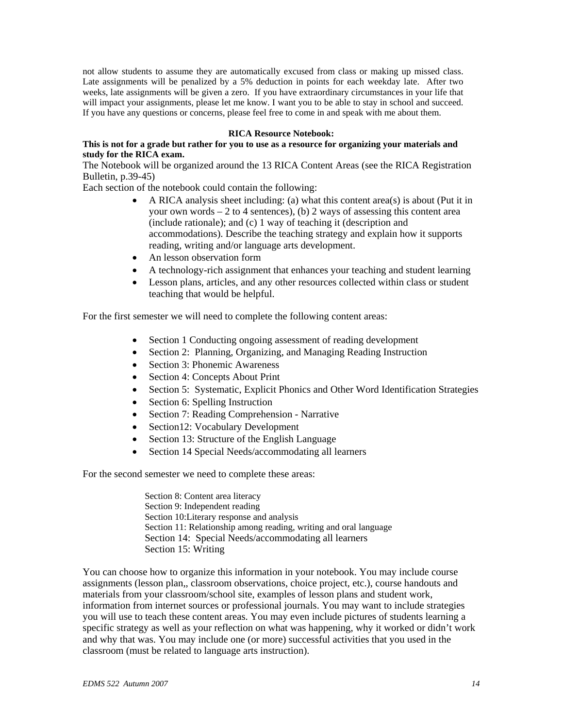not allow students to assume they are automatically excused from class or making up missed class. Late assignments will be penalized by a 5% deduction in points for each weekday late. After two weeks, late assignments will be given a zero. If you have extraordinary circumstances in your life that will impact your assignments, please let me know. I want you to be able to stay in school and succeed. If you have any questions or concerns, please feel free to come in and speak with me about them.

**RICA Resource Notebook:**

**This is not for a grade but rather for you to use as a resource for organizing your materials and study for the RICA exam.**

The Notebook will be organized around the 13 RICA Content Areas (see the RICA Registration Bulletin, p.39-45)

Each section of the notebook could contain the following:

- A RICA analysis sheet including: (a) what this content area(s) is about (Put it in your own words – 2 to 4 sentences), (b) 2 ways of assessing this content area (include rationale); and (c) 1 way of teaching it (description and accommodations). Describe the teaching strategy and explain how it supports reading, writing and/or language arts development.
- An lesson observation form
- A technology-rich assignment that enhances your teaching and student learning
- Lesson plans, articles, and any other resources collected within class or student teaching that would be helpful.

For the first semester we will need to complete the following content areas:

- Section 1 Conducting ongoing assessment of reading development
- Section 2: Planning, Organizing, and Managing Reading Instruction
- Section 3: Phonemic Awareness
- Section 4: Concepts About Print
- Section 5: Systematic, Explicit Phonics and Other Word Identification Strategies
- Section 6: Spelling Instruction
- Section 7: Reading Comprehension - Narrative
- Section12: Vocabulary Development
- Section 13: Structure of the English Language
- Section 14 Special Needs/accommodating all learners

For the second semester we need to complete these areas:

Section 8: Content area literacy
Section 9: Independent reading
Section 10:Literary response and analysis
Section 11: Relationship among reading, writing and oral language
Section 14: Special Needs/accommodating all learners
Section 15: Writing

You can choose how to organize this information in your notebook. You may include course assignments (lesson plan,, classroom observations, choice project, etc.), course handouts and materials from your classroom/school site, examples of lesson plans and student work, information from internet sources or professional journals. You may want to include strategies you will use to teach these content areas. You may even include pictures of students learning a specific strategy as well as your reflection on what was happening, why it worked or didn't work and why that was. You may include one (or more) successful activities that you used in the classroom (must be related to language arts instruction).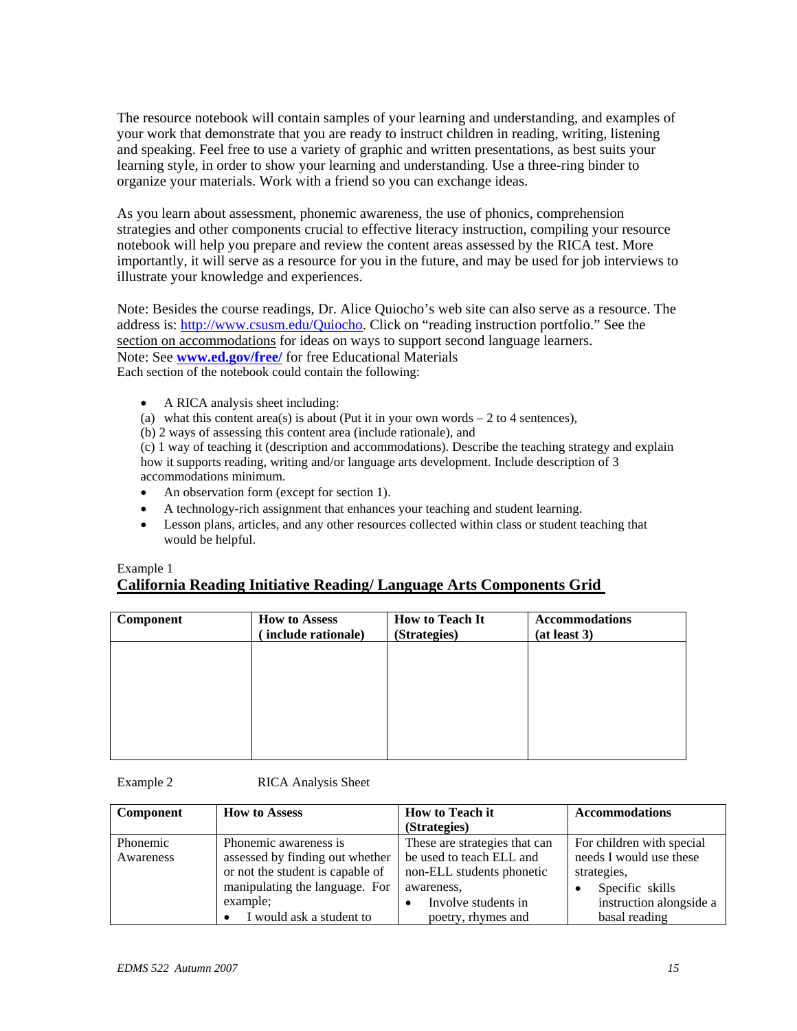The resource notebook will contain samples of your learning and understanding, and examples of your work that demonstrate that you are ready to instruct children in reading, writing, listening and speaking. Feel free to use a variety of graphic and written presentations, as best suits your learning style, in order to show your learning and understanding. Use a three-ring binder to organize your materials. Work with a friend so you can exchange ideas.

As you learn about assessment, phonemic awareness, the use of phonics, comprehension strategies and other components crucial to effective literacy instruction, compiling your resource notebook will help you prepare and review the content areas assessed by the RICA test. More importantly, it will serve as a resource for you in the future, and may be used for job interviews to illustrate your knowledge and experiences.

Note: Besides the course readings, Dr. Alice Quiocho's web site can also serve as a resource. The address is: [http://www.csusm.edu/Quiocho](http://www.csusm.edu/Quiocho). Click on "reading instruction portfolio." See the section on accommodations for ideas on ways to support second language learners.
Note: See **[www.ed.gov/free/](http://www.ed.gov/free/)** for free Educational Materials
Each section of the notebook could contain the following:

- A RICA analysis sheet including:
  (a) what this content area(s) is about (Put it in your own words – 2 to 4 sentences),
  (b) 2 ways of assessing this content area (include rationale), and
  (c) 1 way of teaching it (description and accommodations). Describe the teaching strategy and explain how it supports reading, writing and/or language arts development. Include description of 3 accommodations minimum.
- An observation form (except for section 1).
- A technology-rich assignment that enhances your teaching and student learning.
- Lesson plans, articles, and any other resources collected within class or student teaching that would be helpful.

Example 1

**California Reading Initiative Reading/ Language Arts Components Grid**

| Component | How to Assess ( include rationale) | How to Teach It (Strategies) | Accommodations (at least 3) |
|---|---|---|---|
| | | | |

Example 2 RICA Analysis Sheet

| Component | How to Assess | How to Teach it (Strategies) | Accommodations |
|---|---|---|---|
| Phonemic Awareness | Phonemic awareness is assessed by finding out whether or not the student is capable of manipulating the language. For example; • I would ask a student to | These are strategies that can be used to teach ELL and non-ELL students phonetic awareness, • Involve students in poetry, rhymes and | For children with special needs I would use these strategies, • Specific skills instruction alongside a basal reading |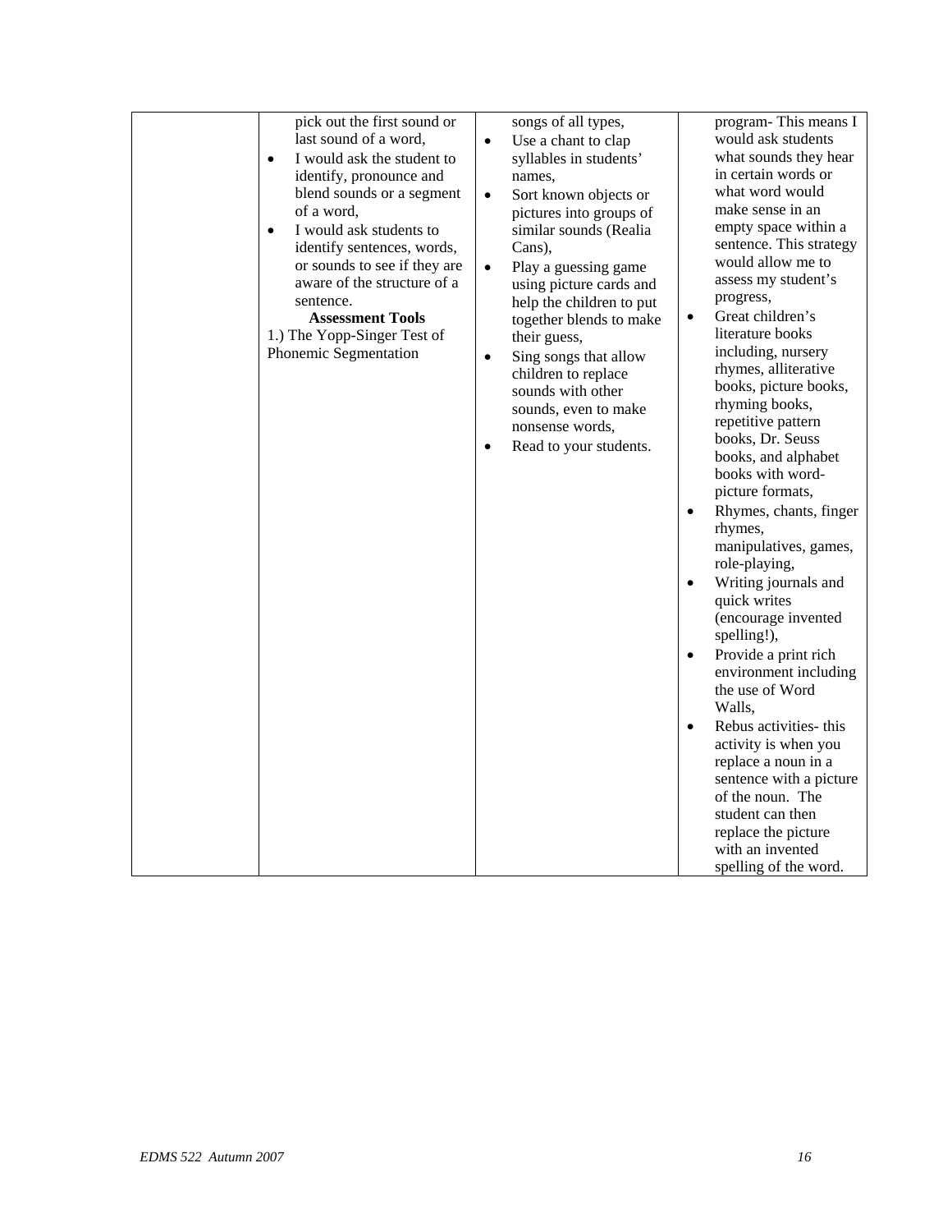| | | | |
|---|---|---|---|
| | pick out the first sound or last sound of a word,<br>• I would ask the student to identify, pronounce and blend sounds or a segment of a word,<br>• I would ask students to identify sentences, words, or sounds to see if they are aware of the structure of a sentence.<br>**Assessment Tools**<br>1.) The Yopp-Singer Test of Phonemic Segmentation | songs of all types,<br>• Use a chant to clap syllables in students' names,<br>• Sort known objects or pictures into groups of similar sounds (Realia Cans),<br>• Play a guessing game using picture cards and help the children to put together blends to make their guess,<br>• Sing songs that allow children to replace sounds with other sounds, even to make nonsense words,<br>• Read to your students. | program- This means I would ask students what sounds they hear in certain words or what word would make sense in an empty space within a sentence. This strategy would allow me to assess my student's progress,<br>• Great children's literature books including, nursery rhymes, alliterative books, picture books, rhyming books, repetitive pattern books, Dr. Seuss books, and alphabet books with word-picture formats,<br>• Rhymes, chants, finger rhymes, manipulatives, games, role-playing,<br>• Writing journals and quick writes (encourage invented spelling!),<br>• Provide a print rich environment including the use of Word Walls,<br>• Rebus activities- this activity is when you replace a noun in a sentence with a picture of the noun. The student can then replace the picture with an invented spelling of the word. |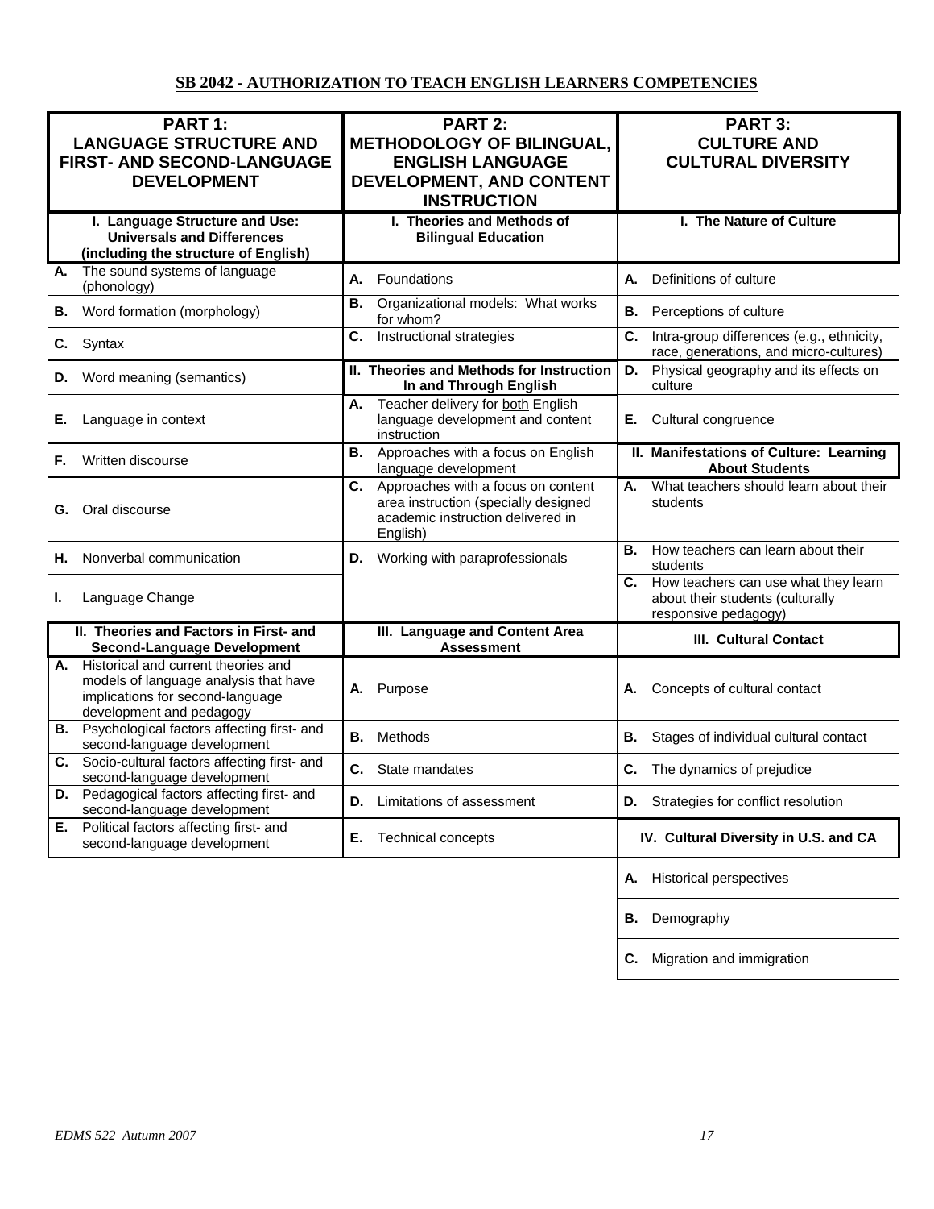## SB 2042 - AUTHORIZATION TO TEACH ENGLISH LEARNERS COMPETENCIES

| PART 1: LANGUAGE STRUCTURE AND FIRST- AND SECOND-LANGUAGE DEVELOPMENT | PART 2: METHODOLOGY OF BILINGUAL, ENGLISH LANGUAGE DEVELOPMENT, AND CONTENT INSTRUCTION | PART 3: CULTURE AND CULTURAL DIVERSITY |
|---|---|---|
| **I. Language Structure and Use: Universals and Differences (including the structure of English)** | **I. Theories and Methods of Bilingual Education** | **I. The Nature of Culture** |
| **A.** The sound systems of language (phonology) | **A.** Foundations | **A.** Definitions of culture |
| **B.** Word formation (morphology) | **B.** Organizational models: What works for whom? | **B.** Perceptions of culture |
| **C.** Syntax | **C.** Instructional strategies | **C.** Intra-group differences (e.g., ethnicity, race, generations, and micro-cultures) |
| **D.** Word meaning (semantics) | **II. Theories and Methods for Instruction In and Through English** | **D.** Physical geography and its effects on culture |
| **E.** Language in context | **A.** Teacher delivery for <u>both</u> English language development <u>and</u> content instruction | **E.** Cultural congruence |
| **F.** Written discourse | **B.** Approaches with a focus on English language development | **II. Manifestations of Culture: Learning About Students** |
| **G.** Oral discourse | **C.** Approaches with a focus on content area instruction (specially designed academic instruction delivered in English) | **A.** What teachers should learn about their students |
| **H.** Nonverbal communication | **D.** Working with paraprofessionals | **B.** How teachers can learn about their students |
| **I.** Language Change | | **C.** How teachers can use what they learn about their students (culturally responsive pedagogy) |
| **II. Theories and Factors in First- and Second-Language Development** | **III. Language and Content Area Assessment** | **III. Cultural Contact** |
| **A.** Historical and current theories and models of language analysis that have implications for second-language development and pedagogy | **A.** Purpose | **A.** Concepts of cultural contact |
| **B.** Psychological factors affecting first- and second-language development | **B.** Methods | **B.** Stages of individual cultural contact |
| **C.** Socio-cultural factors affecting first- and second-language development | **C.** State mandates | **C.** The dynamics of prejudice |
| **D.** Pedagogical factors affecting first- and second-language development | **D.** Limitations of assessment | **D.** Strategies for conflict resolution |
| **E.** Political factors affecting first- and second-language development | **E.** Technical concepts | **IV. Cultural Diversity in U.S. and CA** |
| | | **A.** Historical perspectives |
| | | **B.** Demography |
| | | **C.** Migration and immigration |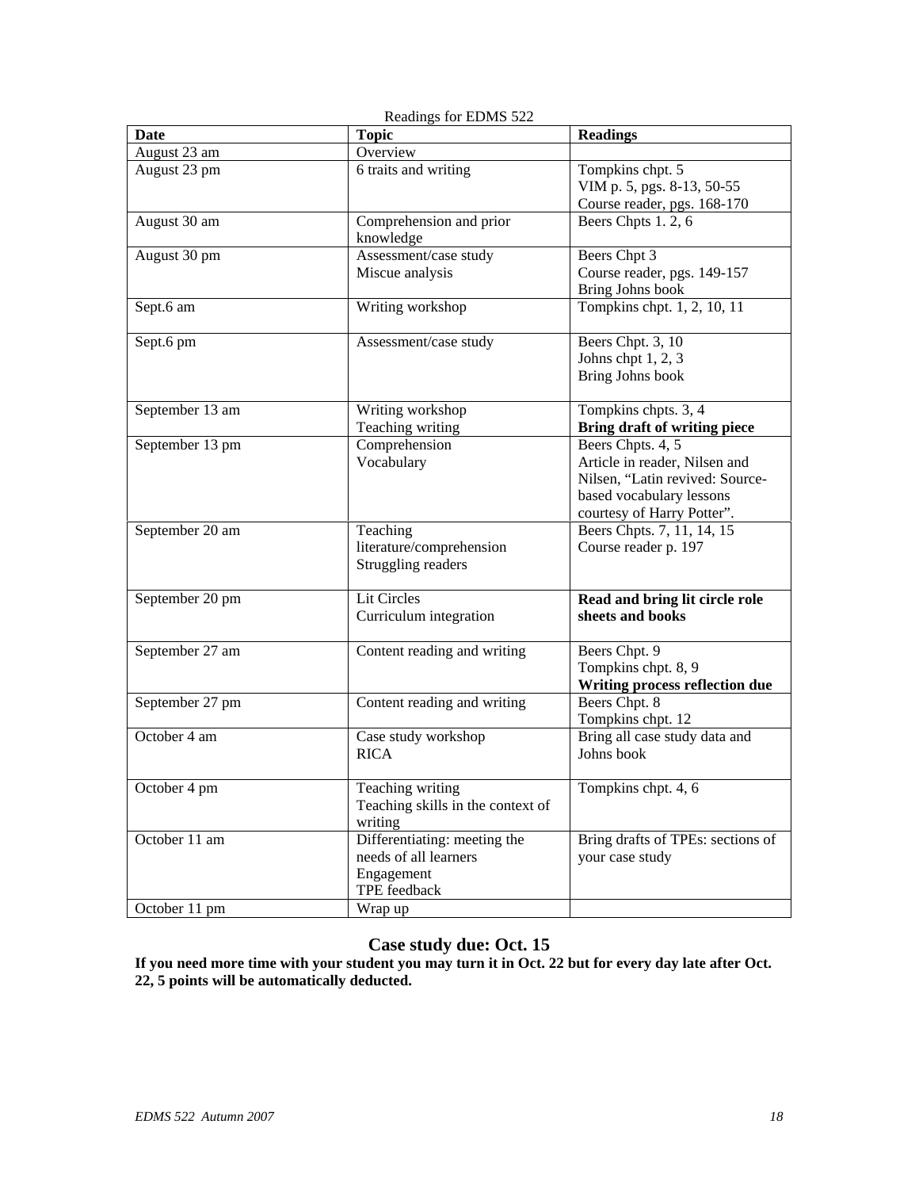Readings for EDMS 522

| Date | Topic | Readings |
|---|---|---|
| August 23 am | Overview | |
| August 23 pm | 6 traits and writing | Tompkins chpt. 5<br>VIM p. 5, pgs. 8-13, 50-55<br>Course reader, pgs. 168-170 |
| August 30 am | Comprehension and prior knowledge | Beers Chpts 1. 2, 6 |
| August 30 pm | Assessment/case study<br>Miscue analysis | Beers Chpt 3<br>Course reader, pgs. 149-157<br>Bring Johns book |
| Sept.6 am | Writing workshop | Tompkins chpt. 1, 2, 10, 11 |
| Sept.6 pm | Assessment/case study | Beers Chpt. 3, 10<br>Johns chpt 1, 2, 3<br>Bring Johns book |
| September 13 am | Writing workshop<br>Teaching writing | Tompkins chpts. 3, 4<br>**Bring draft of writing piece** |
| September 13 pm | Comprehension<br>Vocabulary | Beers Chpts. 4, 5<br>Article in reader, Nilsen and Nilsen, "Latin revived: Source-based vocabulary lessons courtesy of Harry Potter". |
| September 20 am | Teaching literature/comprehension<br>Struggling readers | Beers Chpts. 7, 11, 14, 15<br>Course reader p. 197 |
| September 20 pm | Lit Circles<br>Curriculum integration | **Read and bring lit circle role sheets and books** |
| September 27 am | Content reading and writing | Beers Chpt. 9<br>Tompkins chpt. 8, 9<br>**Writing process reflection due** |
| September 27 pm | Content reading and writing | Beers Chpt. 8<br>Tompkins chpt. 12 |
| October 4 am | Case study workshop<br>RICA | Bring all case study data and Johns book |
| October 4 pm | Teaching writing<br>Teaching skills in the context of writing | Tompkins chpt. 4, 6 |
| October 11 am | Differentiating: meeting the needs of all learners<br>Engagement<br>TPE feedback | Bring drafts of TPEs: sections of your case study |
| October 11 pm | Wrap up | |

## Case study due: Oct. 15

**If you need more time with your student you may turn it in Oct. 22 but for every day late after Oct. 22, 5 points will be automatically deducted.**